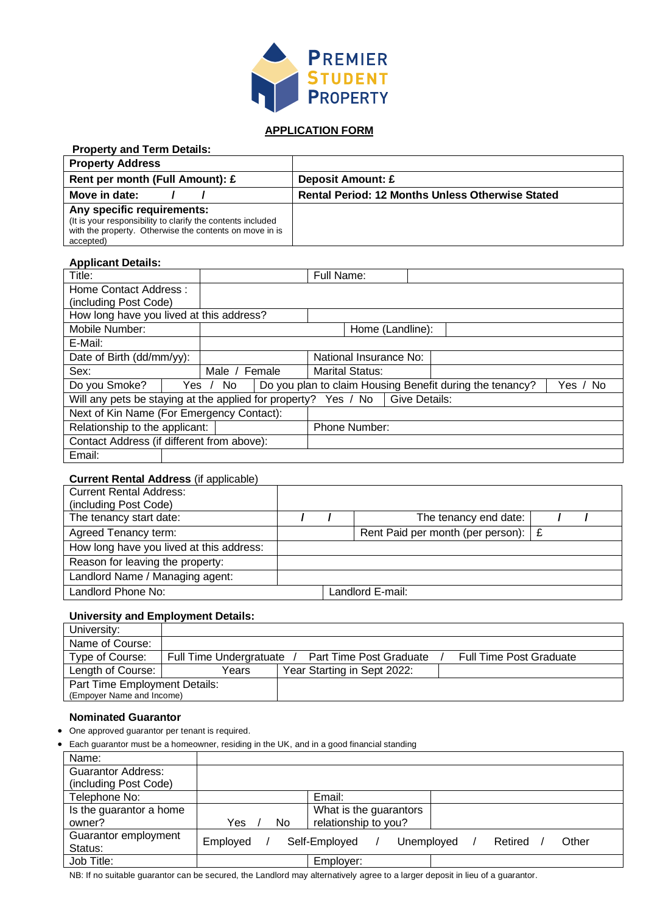**PREMIER STUDENT PROPERTY**

## APPLICATION FORM

**Property and Term Details:**

| **Property Address** | |
|---|---|
| **Rent per month (Full Amount): £** | **Deposit Amount: £** |
| **Move in date: / /** | **Rental Period: 12 Months Unless Otherwise Stated** |
| **Any specific requirements:** (It is your responsibility to clarify the contents included with the property. Otherwise the contents on move in is accepted) | |

**Applicant Details:**

| | | | | |
|---|---|---|---|---|
| Title: | | Full Name: | | |
| Home Contact Address : (including Post Code) | | | | |
| How long have you lived at this address? | | | | |
| Mobile Number: | | Home (Landline): | | |
| E-Mail: | | | | |
| Date of Birth (dd/mm/yy): | | National Insurance No: | | |
| Sex: | Male / Female | Marital Status: | | |
| Do you Smoke? | Yes / No | Do you plan to claim Housing Benefit during the tenancy? | | Yes / No |
| Will any pets be staying at the applied for property? Yes / No | | Give Details: | | |
| Next of Kin Name (For Emergency Contact): | | | | |
| Relationship to the applicant: | | Phone Number: | | |
| Contact Address (if different from above): | | | | |
| Email: | | | | |

**Current Rental Address** (if applicable)

| | | | |
|---|---|---|---|
| Current Rental Address: (including Post Code) | | | |
| The tenancy start date: | / / | The tenancy end date: | / / |
| Agreed Tenancy term: | | Rent Paid per month (per person): | £ |
| How long have you lived at this address: | | | |
| Reason for leaving the property: | | | |
| Landlord Name / Managing agent: | | | |
| Landlord Phone No: | | Landlord E-mail: | |

**University and Employment Details:**

| | | | |
|---|---|---|---|
| University: | | | |
| Name of Course: | | | |
| Type of Course: | Full Time Undergratuate / Part Time Post Graduate / Full Time Post Graduate | | |
| Length of Course: | Years | Year Starting in Sept 2022: | |
| Part Time Employment Details: (Empoyer Name and Income) | | | |

**Nominated Guarantor**

- One approved guarantor per tenant is required.
- Each guarantor must be a homeowner, residing in the UK, and in a good financial standing

| | | | |
|---|---|---|---|
| Name: | | | |
| Guarantor Address: (including Post Code) | | | |
| Telephone No: | | Email: | |
| Is the guarantor a home owner? | Yes / No | What is the guarantors relationship to you? | |
| Guarantor employment Status: | Employed / Self-Employed / Unemployed / Retired / Other | | |
| Job Title: | | Employer: | |

NB: If no suitable guarantor can be secured, the Landlord may alternatively agree to a larger deposit in lieu of a guarantor.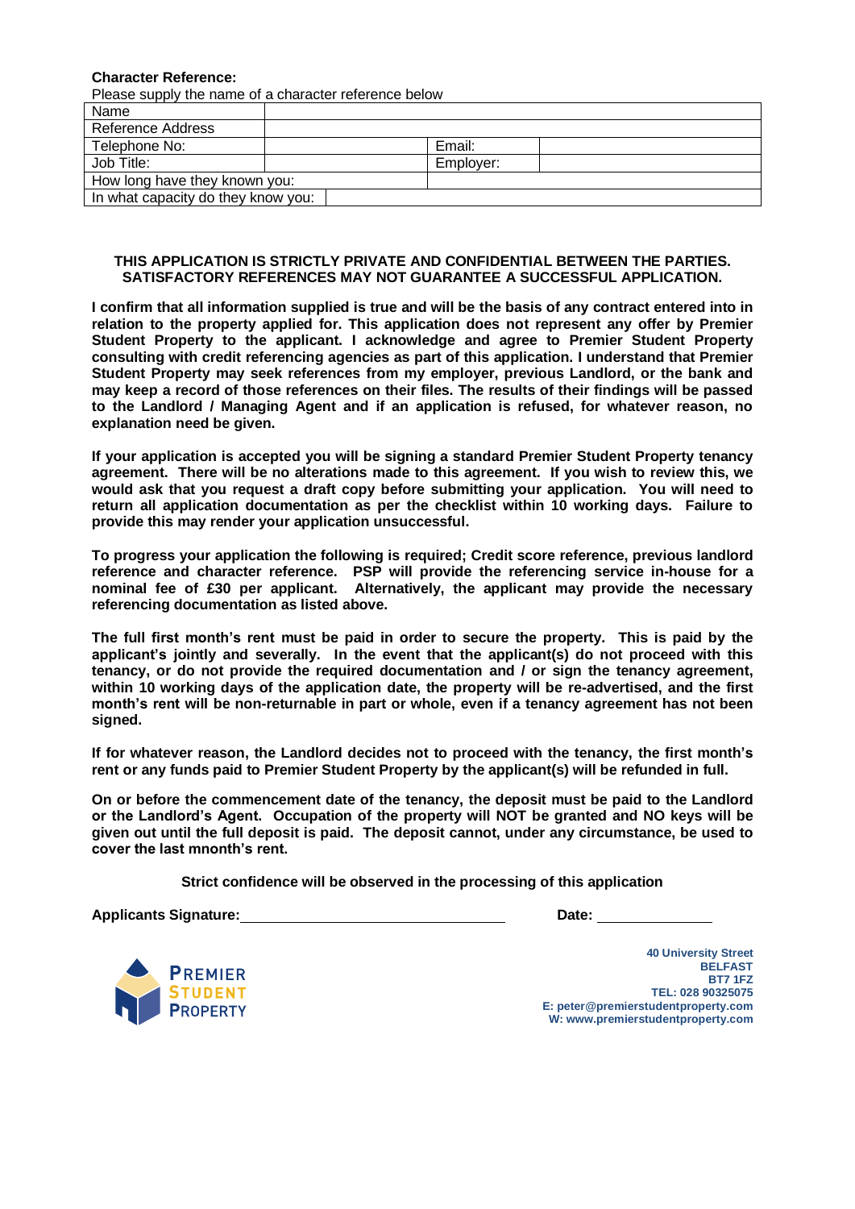**Character Reference:**

Please supply the name of a character reference below

| | | | |
|---|---|---|---|
| Name | | | |
| Reference Address | | | |
| Telephone No: | | Email: | |
| Job Title: | | Employer: | |
| How long have they known you: | | | |
| In what capacity do they know you: | | | |

**THIS APPLICATION IS STRICTLY PRIVATE AND CONFIDENTIAL BETWEEN THE PARTIES. SATISFACTORY REFERENCES MAY NOT GUARANTEE A SUCCESSFUL APPLICATION.**

**I confirm that all information supplied is true and will be the basis of any contract entered into in relation to the property applied for. This application does not represent any offer by Premier Student Property to the applicant. I acknowledge and agree to Premier Student Property consulting with credit referencing agencies as part of this application. I understand that Premier Student Property may seek references from my employer, previous Landlord, or the bank and may keep a record of those references on their files. The results of their findings will be passed to the Landlord / Managing Agent and if an application is refused, for whatever reason, no explanation need be given.**

**If your application is accepted you will be signing a standard Premier Student Property tenancy agreement. There will be no alterations made to this agreement. If you wish to review this, we would ask that you request a draft copy before submitting your application. You will need to return all application documentation as per the checklist within 10 working days. Failure to provide this may render your application unsuccessful.**

**To progress your application the following is required; Credit score reference, previous landlord reference and character reference. PSP will provide the referencing service in-house for a nominal fee of £30 per applicant. Alternatively, the applicant may provide the necessary referencing documentation as listed above.**

**The full first month's rent must be paid in order to secure the property. This is paid by the applicant's jointly and severally. In the event that the applicant(s) do not proceed with this tenancy, or do not provide the required documentation and / or sign the tenancy agreement, within 10 working days of the application date, the property will be re-advertised, and the first month's rent will be non-returnable in part or whole, even if a tenancy agreement has not been signed.**

**If for whatever reason, the Landlord decides not to proceed with the tenancy, the first month's rent or any funds paid to Premier Student Property by the applicant(s) will be refunded in full.**

**On or before the commencement date of the tenancy, the deposit must be paid to the Landlord or the Landlord's Agent. Occupation of the property will NOT be granted and NO keys will be given out until the full deposit is paid. The deposit cannot, under any circumstance, be used to cover the last mnonth's rent.**

**Strict confidence will be observed in the processing of this application**

**Applicants Signature:** ______________________________ **Date:** ______________

PREMIER STUDENT PROPERTY

**40 University Street**
**BELFAST**
**BT7 1FZ**
**TEL: 028 90325075**
**E: peter@premierstudentproperty.com**
**W: www.premierstudentproperty.com**